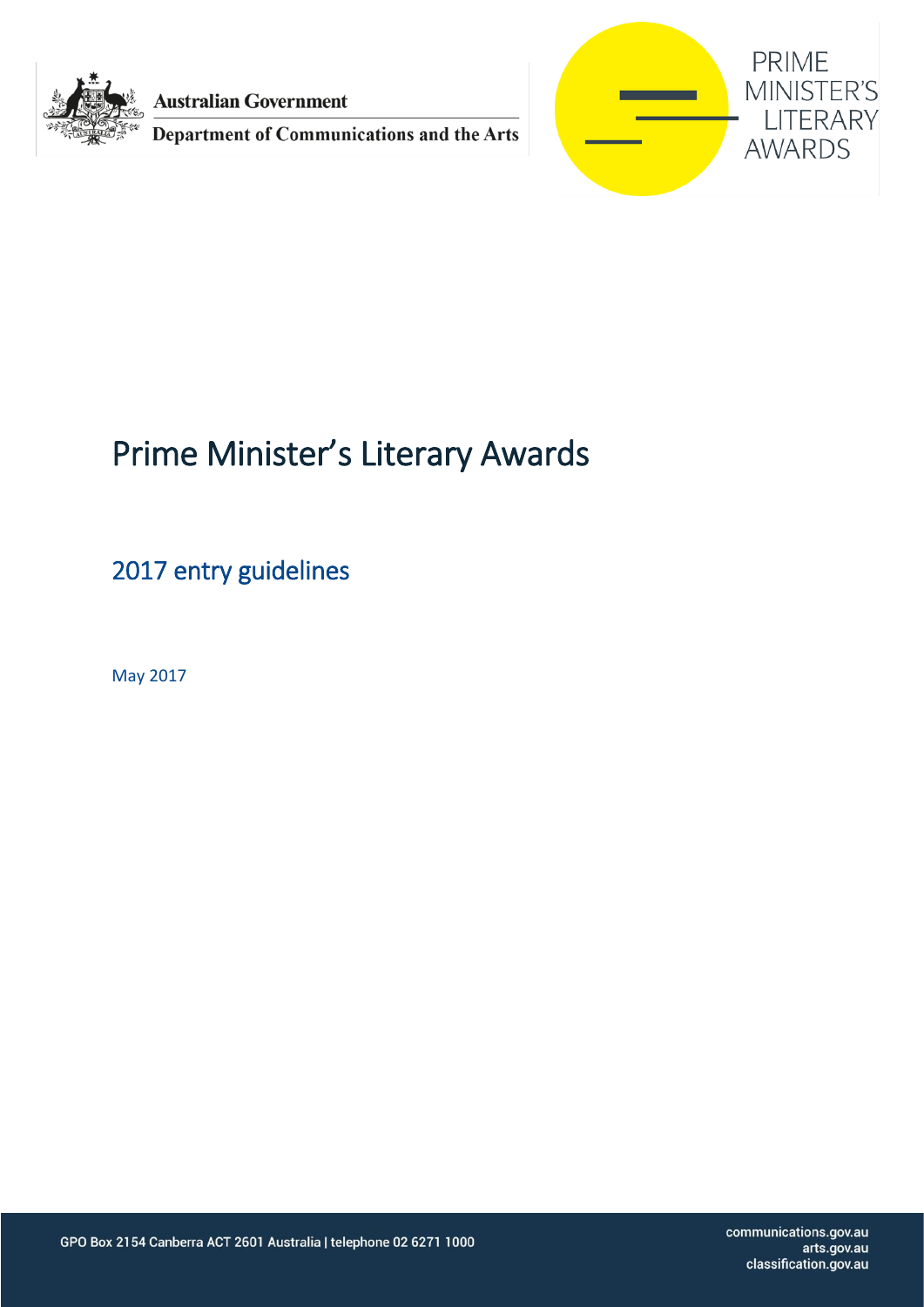Australian Government

Department of Communications and the Arts

PRIME MINISTER'S LITERARY AWARDS

# Prime Minister's Literary Awards

## 2017 entry guidelines

May 2017

GPO Box 2154 Canberra ACT 2601 Australia | telephone 02 6271 1000

communications.gov.au
arts.gov.au
classification.gov.au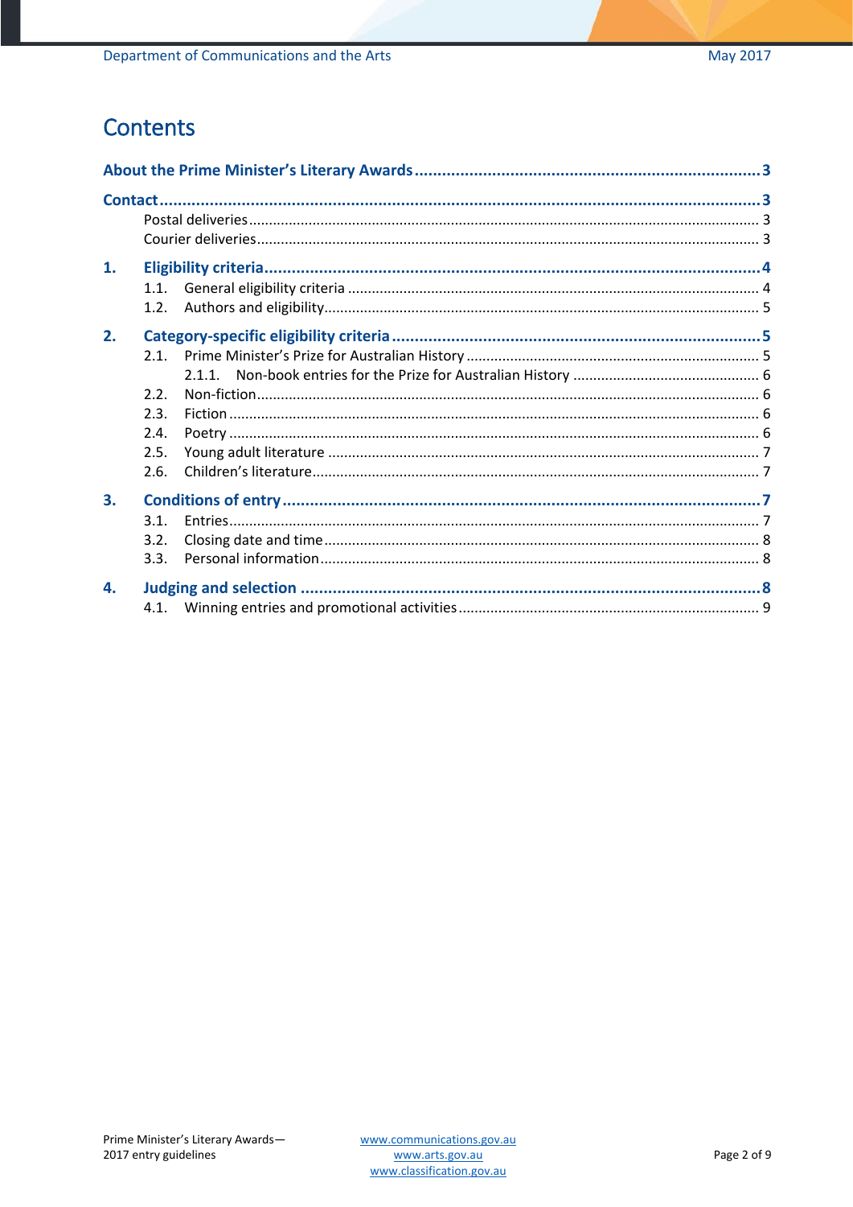# Contents

**About the Prime Minister's Literary Awards ... 3**

**Contact ... 3**

- Postal deliveries ... 3
- Courier deliveries ... 3

**1. Eligibility criteria ... 4**

- 1.1. General eligibility criteria ... 4
- 1.2. Authors and eligibility ... 5

**2. Category-specific eligibility criteria ... 5**

- 2.1. Prime Minister's Prize for Australian History ... 5
  - 2.1.1. Non-book entries for the Prize for Australian History ... 6
- 2.2. Non-fiction ... 6
- 2.3. Fiction ... 6
- 2.4. Poetry ... 6
- 2.5. Young adult literature ... 7
- 2.6. Children's literature ... 7

**3. Conditions of entry ... 7**

- 3.1. Entries ... 7
- 3.2. Closing date and time ... 8
- 3.3. Personal information ... 8

**4. Judging and selection ... 8**

- 4.1. Winning entries and promotional activities ... 9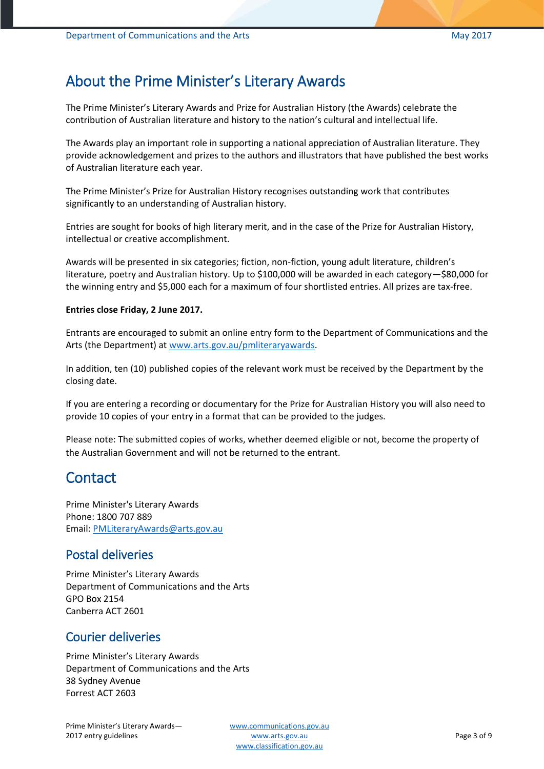# About the Prime Minister's Literary Awards

The Prime Minister's Literary Awards and Prize for Australian History (the Awards) celebrate the contribution of Australian literature and history to the nation's cultural and intellectual life.

The Awards play an important role in supporting a national appreciation of Australian literature. They provide acknowledgement and prizes to the authors and illustrators that have published the best works of Australian literature each year.

The Prime Minister's Prize for Australian History recognises outstanding work that contributes significantly to an understanding of Australian history.

Entries are sought for books of high literary merit, and in the case of the Prize for Australian History, intellectual or creative accomplishment.

Awards will be presented in six categories; fiction, non-fiction, young adult literature, children's literature, poetry and Australian history. Up to $100,000 will be awarded in each category—$80,000 for the winning entry and $5,000 each for a maximum of four shortlisted entries. All prizes are tax-free.

**Entries close Friday, 2 June 2017.**

Entrants are encouraged to submit an online entry form to the Department of Communications and the Arts (the Department) at [www.arts.gov.au/pmliteraryawards](www.arts.gov.au/pmliteraryawards).

In addition, ten (10) published copies of the relevant work must be received by the Department by the closing date.

If you are entering a recording or documentary for the Prize for Australian History you will also need to provide 10 copies of your entry in a format that can be provided to the judges.

Please note: The submitted copies of works, whether deemed eligible or not, become the property of the Australian Government and will not be returned to the entrant.

# Contact

Prime Minister's Literary Awards
Phone: 1800 707 889
Email: [PMLiteraryAwards@arts.gov.au](mailto:PMLiteraryAwards@arts.gov.au)

## Postal deliveries

Prime Minister's Literary Awards
Department of Communications and the Arts
GPO Box 2154
Canberra ACT 2601

## Courier deliveries

Prime Minister's Literary Awards
Department of Communications and the Arts
38 Sydney Avenue
Forrest ACT 2603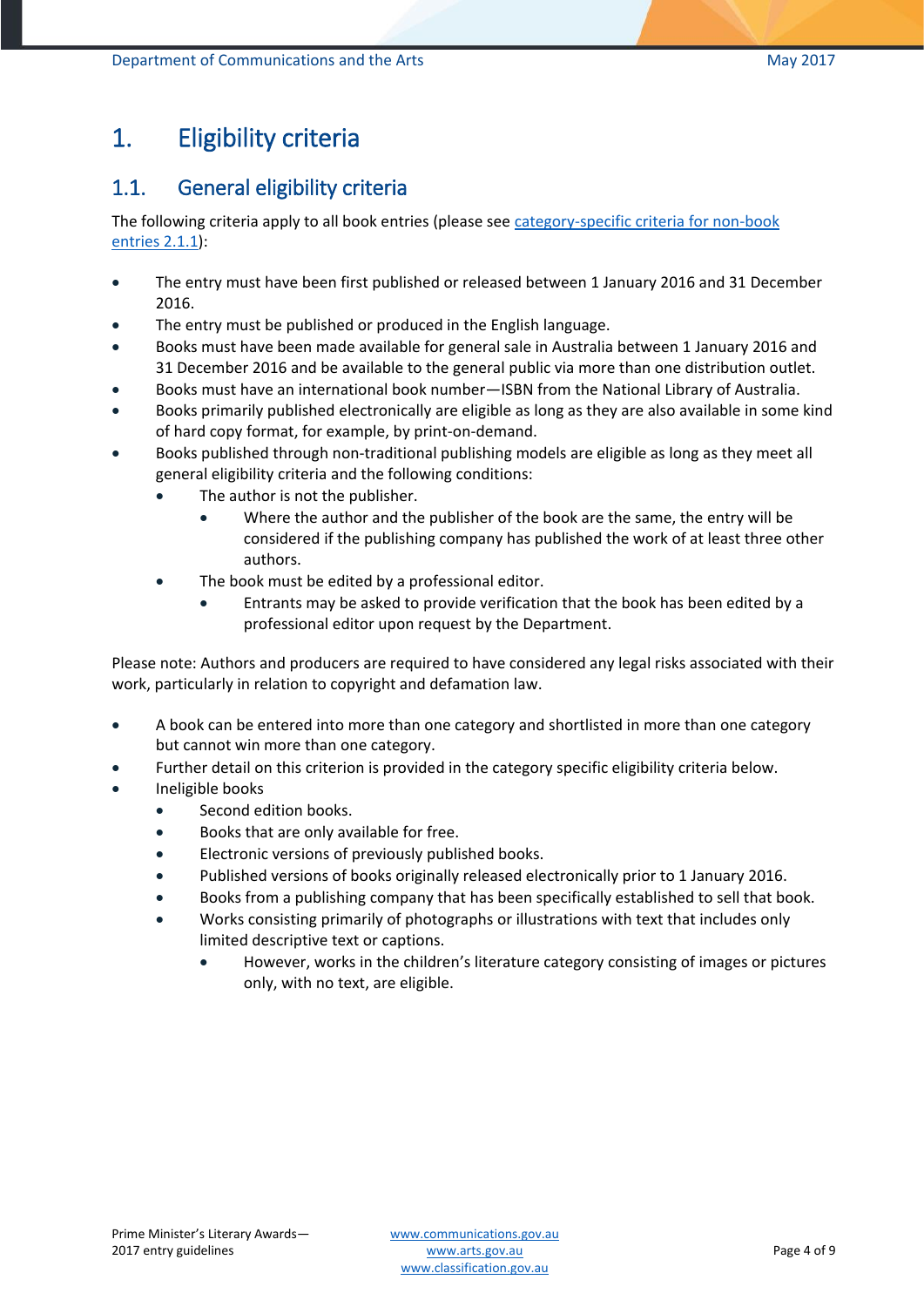# 1. Eligibility criteria

## 1.1. General eligibility criteria

The following criteria apply to all book entries (please see [category-specific criteria for non-book entries 2.1.1](#)):

- The entry must have been first published or released between 1 January 2016 and 31 December 2016.
- The entry must be published or produced in the English language.
- Books must have been made available for general sale in Australia between 1 January 2016 and 31 December 2016 and be available to the general public via more than one distribution outlet.
- Books must have an international book number—ISBN from the National Library of Australia.
- Books primarily published electronically are eligible as long as they are also available in some kind of hard copy format, for example, by print-on-demand.
- Books published through non-traditional publishing models are eligible as long as they meet all general eligibility criteria and the following conditions:
  - The author is not the publisher.
    - Where the author and the publisher of the book are the same, the entry will be considered if the publishing company has published the work of at least three other authors.
  - The book must be edited by a professional editor.
    - Entrants may be asked to provide verification that the book has been edited by a professional editor upon request by the Department.

Please note: Authors and producers are required to have considered any legal risks associated with their work, particularly in relation to copyright and defamation law.

- A book can be entered into more than one category and shortlisted in more than one category but cannot win more than one category.
- Further detail on this criterion is provided in the category specific eligibility criteria below.
- Ineligible books
  - Second edition books.
  - Books that are only available for free.
  - Electronic versions of previously published books.
  - Published versions of books originally released electronically prior to 1 January 2016.
  - Books from a publishing company that has been specifically established to sell that book.
  - Works consisting primarily of photographs or illustrations with text that includes only limited descriptive text or captions.
    - However, works in the children's literature category consisting of images or pictures only, with no text, are eligible.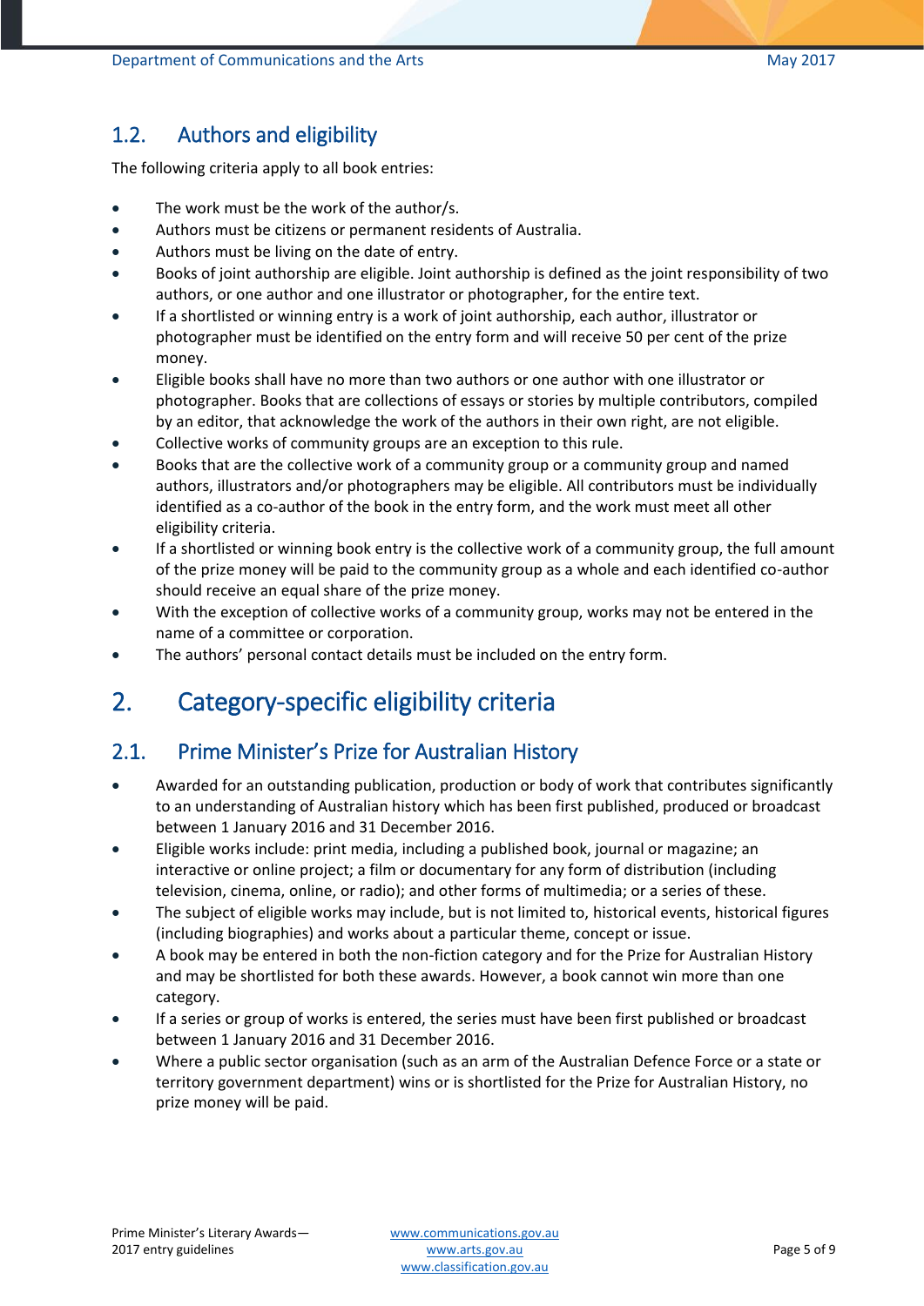## 1.2. Authors and eligibility

The following criteria apply to all book entries:

- The work must be the work of the author/s.
- Authors must be citizens or permanent residents of Australia.
- Authors must be living on the date of entry.
- Books of joint authorship are eligible. Joint authorship is defined as the joint responsibility of two authors, or one author and one illustrator or photographer, for the entire text.
- If a shortlisted or winning entry is a work of joint authorship, each author, illustrator or photographer must be identified on the entry form and will receive 50 per cent of the prize money.
- Eligible books shall have no more than two authors or one author with one illustrator or photographer. Books that are collections of essays or stories by multiple contributors, compiled by an editor, that acknowledge the work of the authors in their own right, are not eligible.
- Collective works of community groups are an exception to this rule.
- Books that are the collective work of a community group or a community group and named authors, illustrators and/or photographers may be eligible. All contributors must be individually identified as a co-author of the book in the entry form, and the work must meet all other eligibility criteria.
- If a shortlisted or winning book entry is the collective work of a community group, the full amount of the prize money will be paid to the community group as a whole and each identified co-author should receive an equal share of the prize money.
- With the exception of collective works of a community group, works may not be entered in the name of a committee or corporation.
- The authors' personal contact details must be included on the entry form.

# 2. Category-specific eligibility criteria

## 2.1. Prime Minister's Prize for Australian History

- Awarded for an outstanding publication, production or body of work that contributes significantly to an understanding of Australian history which has been first published, produced or broadcast between 1 January 2016 and 31 December 2016.
- Eligible works include: print media, including a published book, journal or magazine; an interactive or online project; a film or documentary for any form of distribution (including television, cinema, online, or radio); and other forms of multimedia; or a series of these.
- The subject of eligible works may include, but is not limited to, historical events, historical figures (including biographies) and works about a particular theme, concept or issue.
- A book may be entered in both the non-fiction category and for the Prize for Australian History and may be shortlisted for both these awards. However, a book cannot win more than one category.
- If a series or group of works is entered, the series must have been first published or broadcast between 1 January 2016 and 31 December 2016.
- Where a public sector organisation (such as an arm of the Australian Defence Force or a state or territory government department) wins or is shortlisted for the Prize for Australian History, no prize money will be paid.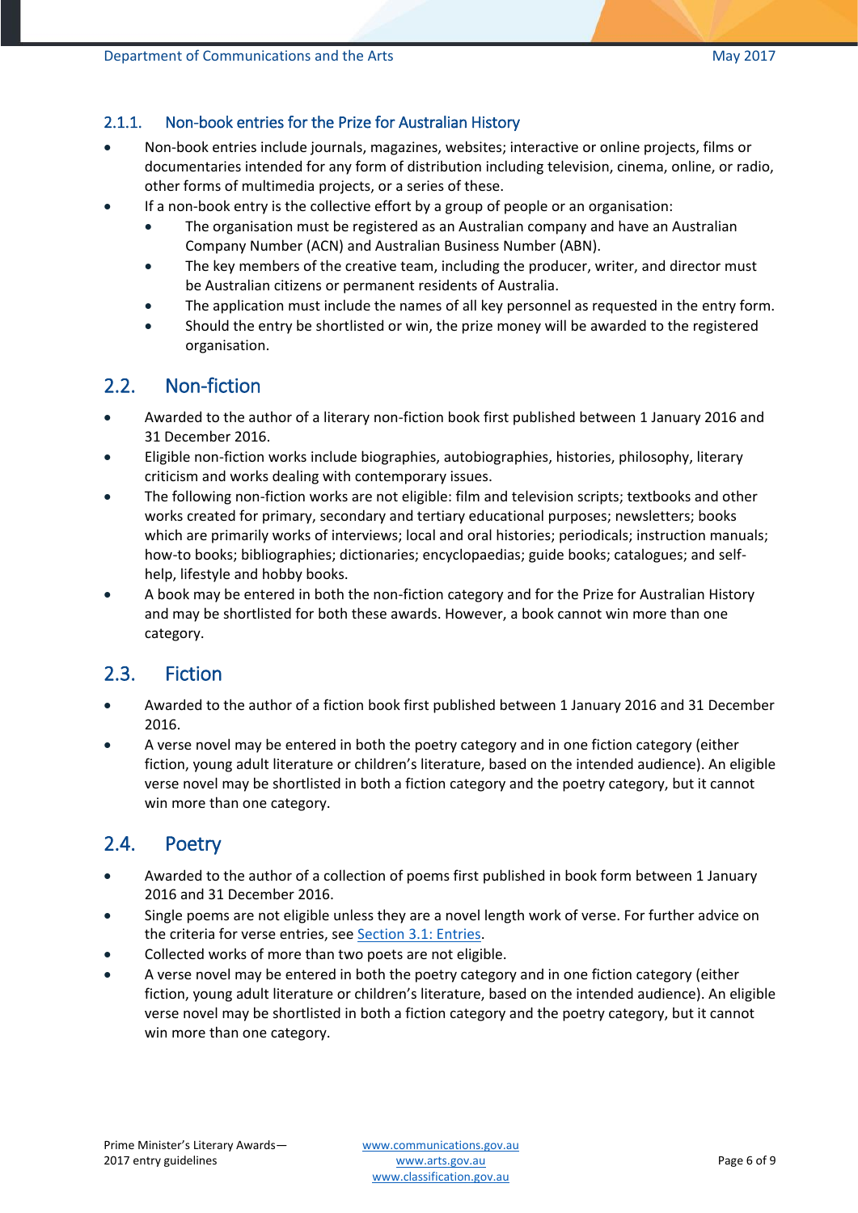### 2.1.1. Non-book entries for the Prize for Australian History

- Non-book entries include journals, magazines, websites; interactive or online projects, films or documentaries intended for any form of distribution including television, cinema, online, or radio, other forms of multimedia projects, or a series of these.
- If a non-book entry is the collective effort by a group of people or an organisation:
  - The organisation must be registered as an Australian company and have an Australian Company Number (ACN) and Australian Business Number (ABN).
  - The key members of the creative team, including the producer, writer, and director must be Australian citizens or permanent residents of Australia.
  - The application must include the names of all key personnel as requested in the entry form.
  - Should the entry be shortlisted or win, the prize money will be awarded to the registered organisation.

## 2.2. Non-fiction

- Awarded to the author of a literary non-fiction book first published between 1 January 2016 and 31 December 2016.
- Eligible non-fiction works include biographies, autobiographies, histories, philosophy, literary criticism and works dealing with contemporary issues.
- The following non-fiction works are not eligible: film and television scripts; textbooks and other works created for primary, secondary and tertiary educational purposes; newsletters; books which are primarily works of interviews; local and oral histories; periodicals; instruction manuals; how-to books; bibliographies; dictionaries; encyclopaedias; guide books; catalogues; and self-help, lifestyle and hobby books.
- A book may be entered in both the non-fiction category and for the Prize for Australian History and may be shortlisted for both these awards. However, a book cannot win more than one category.

## 2.3. Fiction

- Awarded to the author of a fiction book first published between 1 January 2016 and 31 December 2016.
- A verse novel may be entered in both the poetry category and in one fiction category (either fiction, young adult literature or children's literature, based on the intended audience). An eligible verse novel may be shortlisted in both a fiction category and the poetry category, but it cannot win more than one category.

## 2.4. Poetry

- Awarded to the author of a collection of poems first published in book form between 1 January 2016 and 31 December 2016.
- Single poems are not eligible unless they are a novel length work of verse. For further advice on the criteria for verse entries, see Section 3.1: Entries.
- Collected works of more than two poets are not eligible.
- A verse novel may be entered in both the poetry category and in one fiction category (either fiction, young adult literature or children's literature, based on the intended audience). An eligible verse novel may be shortlisted in both a fiction category and the poetry category, but it cannot win more than one category.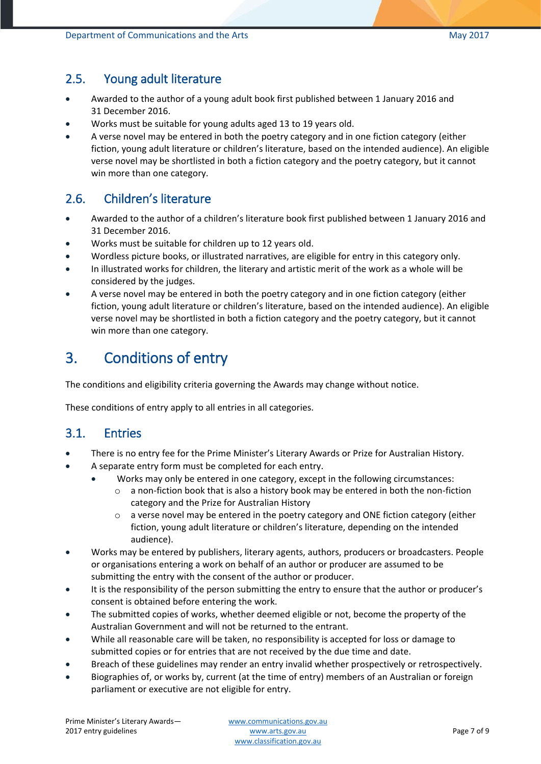## 2.5. Young adult literature

- Awarded to the author of a young adult book first published between 1 January 2016 and 31 December 2016.
- Works must be suitable for young adults aged 13 to 19 years old.
- A verse novel may be entered in both the poetry category and in one fiction category (either fiction, young adult literature or children's literature, based on the intended audience). An eligible verse novel may be shortlisted in both a fiction category and the poetry category, but it cannot win more than one category.

## 2.6. Children's literature

- Awarded to the author of a children's literature book first published between 1 January 2016 and 31 December 2016.
- Works must be suitable for children up to 12 years old.
- Wordless picture books, or illustrated narratives, are eligible for entry in this category only.
- In illustrated works for children, the literary and artistic merit of the work as a whole will be considered by the judges.
- A verse novel may be entered in both the poetry category and in one fiction category (either fiction, young adult literature or children's literature, based on the intended audience). An eligible verse novel may be shortlisted in both a fiction category and the poetry category, but it cannot win more than one category.

# 3. Conditions of entry

The conditions and eligibility criteria governing the Awards may change without notice.

These conditions of entry apply to all entries in all categories.

## 3.1. Entries

- There is no entry fee for the Prime Minister's Literary Awards or Prize for Australian History.
- A separate entry form must be completed for each entry.
    - Works may only be entered in one category, except in the following circumstances:
        - a non-fiction book that is also a history book may be entered in both the non-fiction category and the Prize for Australian History
        - a verse novel may be entered in the poetry category and ONE fiction category (either fiction, young adult literature or children's literature, depending on the intended audience).
- Works may be entered by publishers, literary agents, authors, producers or broadcasters. People or organisations entering a work on behalf of an author or producer are assumed to be submitting the entry with the consent of the author or producer.
- It is the responsibility of the person submitting the entry to ensure that the author or producer's consent is obtained before entering the work.
- The submitted copies of works, whether deemed eligible or not, become the property of the Australian Government and will not be returned to the entrant.
- While all reasonable care will be taken, no responsibility is accepted for loss or damage to submitted copies or for entries that are not received by the due time and date.
- Breach of these guidelines may render an entry invalid whether prospectively or retrospectively.
- Biographies of, or works by, current (at the time of entry) members of an Australian or foreign parliament or executive are not eligible for entry.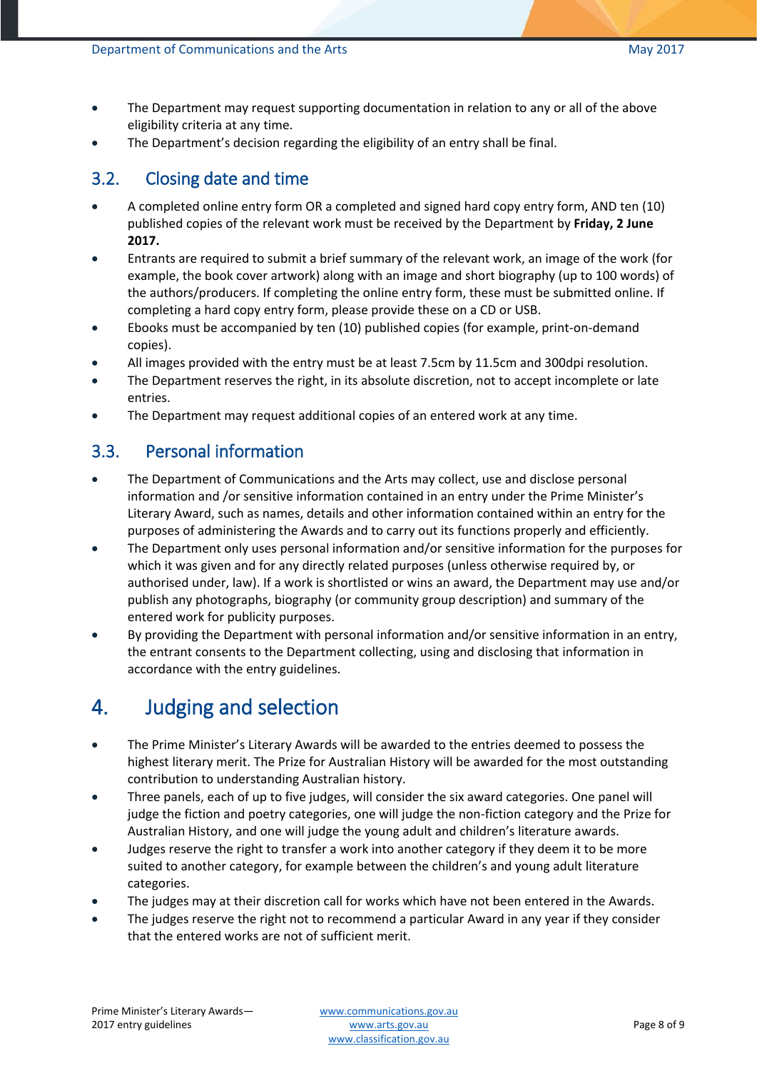- The Department may request supporting documentation in relation to any or all of the above eligibility criteria at any time.
- The Department's decision regarding the eligibility of an entry shall be final.

## 3.2. Closing date and time

- A completed online entry form OR a completed and signed hard copy entry form, AND ten (10) published copies of the relevant work must be received by the Department by **Friday, 2 June 2017.**
- Entrants are required to submit a brief summary of the relevant work, an image of the work (for example, the book cover artwork) along with an image and short biography (up to 100 words) of the authors/producers. If completing the online entry form, these must be submitted online. If completing a hard copy entry form, please provide these on a CD or USB.
- Ebooks must be accompanied by ten (10) published copies (for example, print-on-demand copies).
- All images provided with the entry must be at least 7.5cm by 11.5cm and 300dpi resolution.
- The Department reserves the right, in its absolute discretion, not to accept incomplete or late entries.
- The Department may request additional copies of an entered work at any time.

## 3.3. Personal information

- The Department of Communications and the Arts may collect, use and disclose personal information and /or sensitive information contained in an entry under the Prime Minister's Literary Award, such as names, details and other information contained within an entry for the purposes of administering the Awards and to carry out its functions properly and efficiently.
- The Department only uses personal information and/or sensitive information for the purposes for which it was given and for any directly related purposes (unless otherwise required by, or authorised under, law). If a work is shortlisted or wins an award, the Department may use and/or publish any photographs, biography (or community group description) and summary of the entered work for publicity purposes.
- By providing the Department with personal information and/or sensitive information in an entry, the entrant consents to the Department collecting, using and disclosing that information in accordance with the entry guidelines.

# 4. Judging and selection

- The Prime Minister's Literary Awards will be awarded to the entries deemed to possess the highest literary merit. The Prize for Australian History will be awarded for the most outstanding contribution to understanding Australian history.
- Three panels, each of up to five judges, will consider the six award categories. One panel will judge the fiction and poetry categories, one will judge the non-fiction category and the Prize for Australian History, and one will judge the young adult and children's literature awards.
- Judges reserve the right to transfer a work into another category if they deem it to be more suited to another category, for example between the children's and young adult literature categories.
- The judges may at their discretion call for works which have not been entered in the Awards.
- The judges reserve the right not to recommend a particular Award in any year if they consider that the entered works are not of sufficient merit.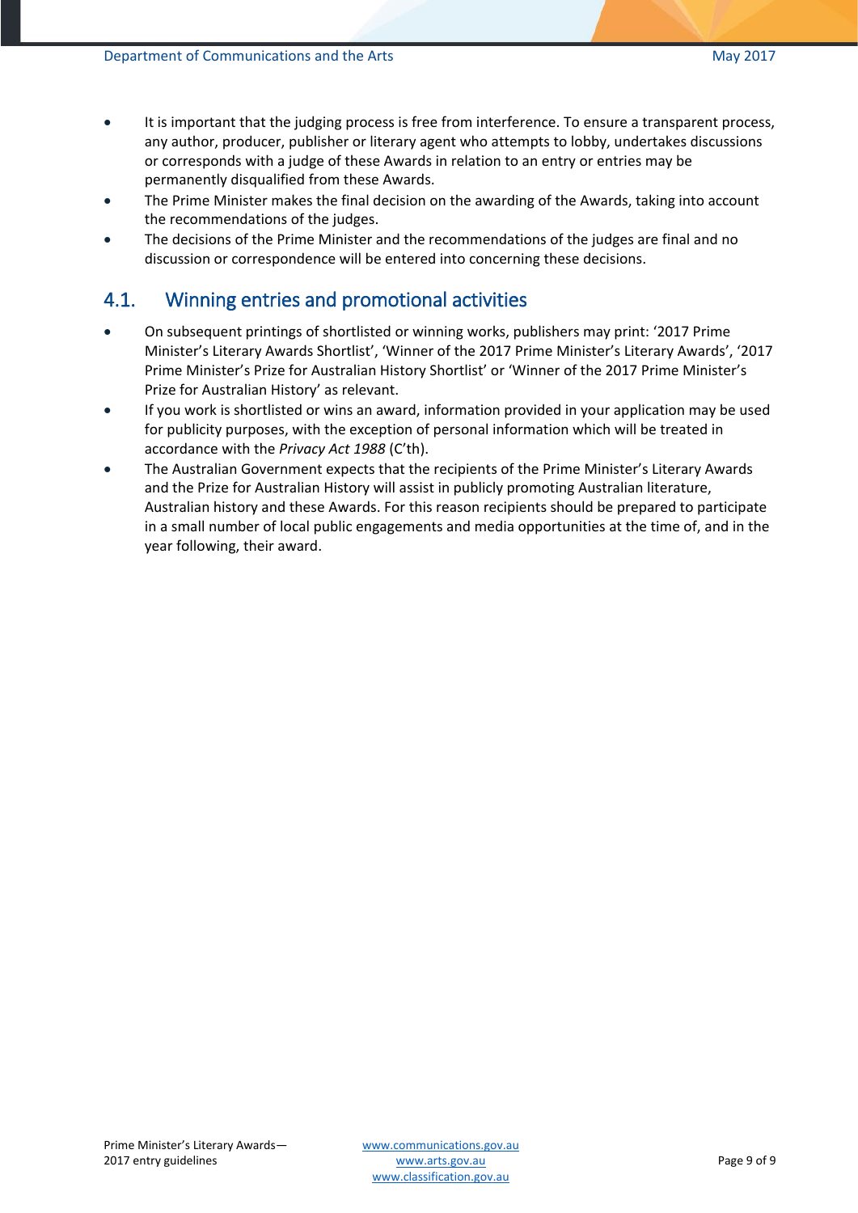- It is important that the judging process is free from interference. To ensure a transparent process, any author, producer, publisher or literary agent who attempts to lobby, undertakes discussions or corresponds with a judge of these Awards in relation to an entry or entries may be permanently disqualified from these Awards.
- The Prime Minister makes the final decision on the awarding of the Awards, taking into account the recommendations of the judges.
- The decisions of the Prime Minister and the recommendations of the judges are final and no discussion or correspondence will be entered into concerning these decisions.

## 4.1. Winning entries and promotional activities

- On subsequent printings of shortlisted or winning works, publishers may print: '2017 Prime Minister's Literary Awards Shortlist', 'Winner of the 2017 Prime Minister's Literary Awards', '2017 Prime Minister's Prize for Australian History Shortlist' or 'Winner of the 2017 Prime Minister's Prize for Australian History' as relevant.
- If you work is shortlisted or wins an award, information provided in your application may be used for publicity purposes, with the exception of personal information which will be treated in accordance with the *Privacy Act 1988* (C'th).
- The Australian Government expects that the recipients of the Prime Minister's Literary Awards and the Prize for Australian History will assist in publicly promoting Australian literature, Australian history and these Awards. For this reason recipients should be prepared to participate in a small number of local public engagements and media opportunities at the time of, and in the year following, their award.